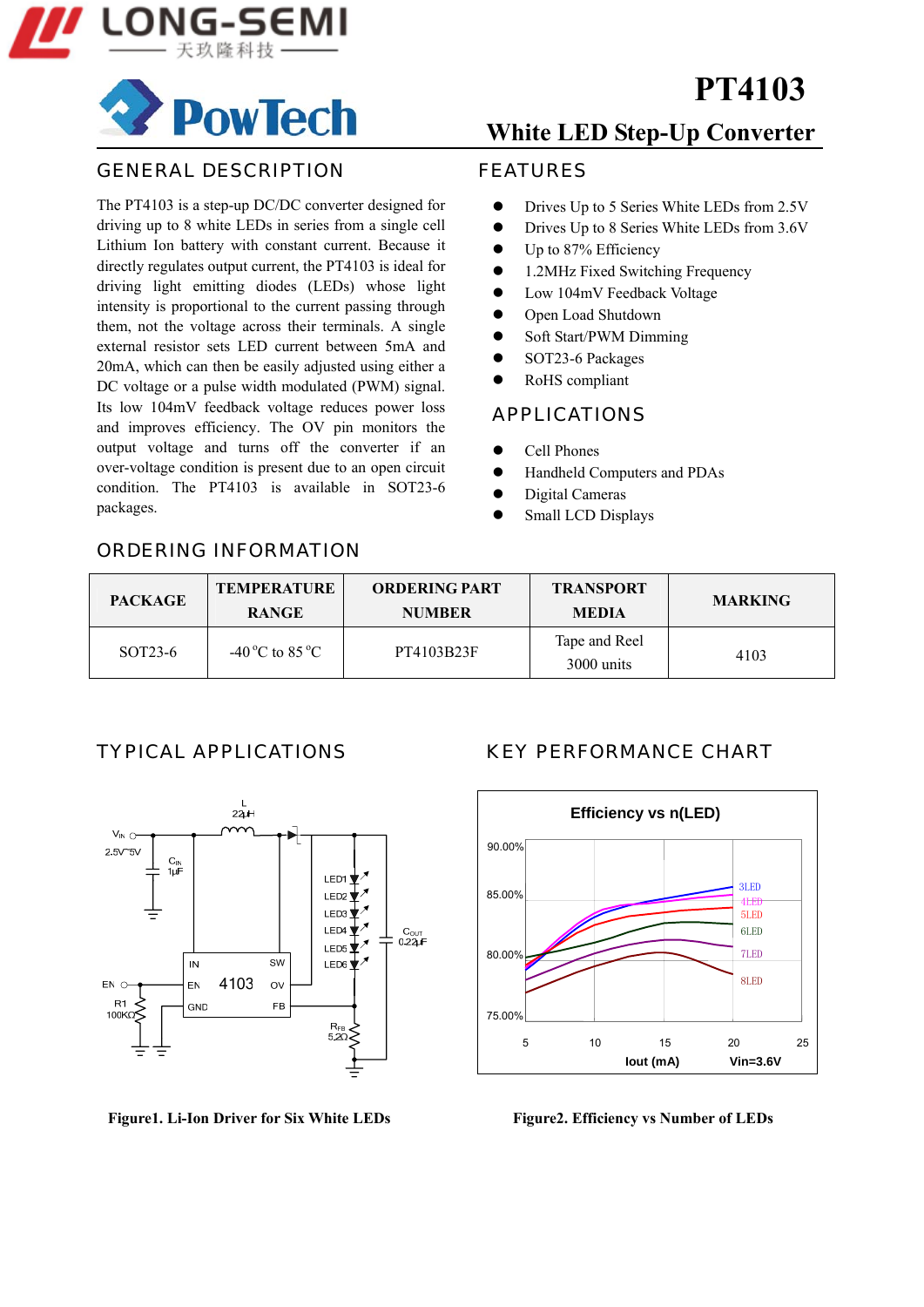# PT4103

## White LED Step-Up Converter

## GENERAL DESCRIPTION

The PT4103 is a step-up DC/DC converter designed for driving up to 8 white LEDs in series from a single cell Lithium Ion battery with constant current. Because it directly regulates output current, the PT4103 is ideal for driving light emitting diodes (LEDs) whose light intensity is proportional to the current passing through them, not the voltage across their terminals. A single external resistor sets LED current between 5mA and 20mA, which can then be easily adjusted using either a DC voltage or a pulse width modulated (PWM) signal. Its low 104mV feedback voltage reduces power loss and improves efficiency. The OV pin monitors the output voltage and turns off the converter if an over-voltage condition is present due to an open circuit condition. The PT4103 is available in SOT23-6 packages.

## FEATURES

- Drives Up to 5 Series White LEDs from 2.5V
- Drives Up to 8 Series White LEDs from 3.6V
- Up to 87% Efficiency
- 1.2MHz Fixed Switching Frequency
- Low 104mV Feedback Voltage
- Open Load Shutdown
- Soft Start/PWM Dimming
- SOT23-6 Packages
- RoHS compliant

## APPLICATIONS

- Cell Phones
- Handheld Computers and PDAs
- Digital Cameras
- Small LCD Displays

## ORDERING INFORMATION

| PACKAGE | TEMPERATURE RANGE | ORDERING PART NUMBER | TRANSPORT MEDIA | MARKING |
|---|---|---|---|---|
| SOT23-6 | -40 °C to 85 °C | PT4103B23F | Tape and Reel 3000 units | 4103 |

## TYPICAL APPLICATIONS

Figure1. Li-Ion Driver for Six White LEDs

## KEY PERFORMANCE CHART

Figure2. Efficiency vs Number of LEDs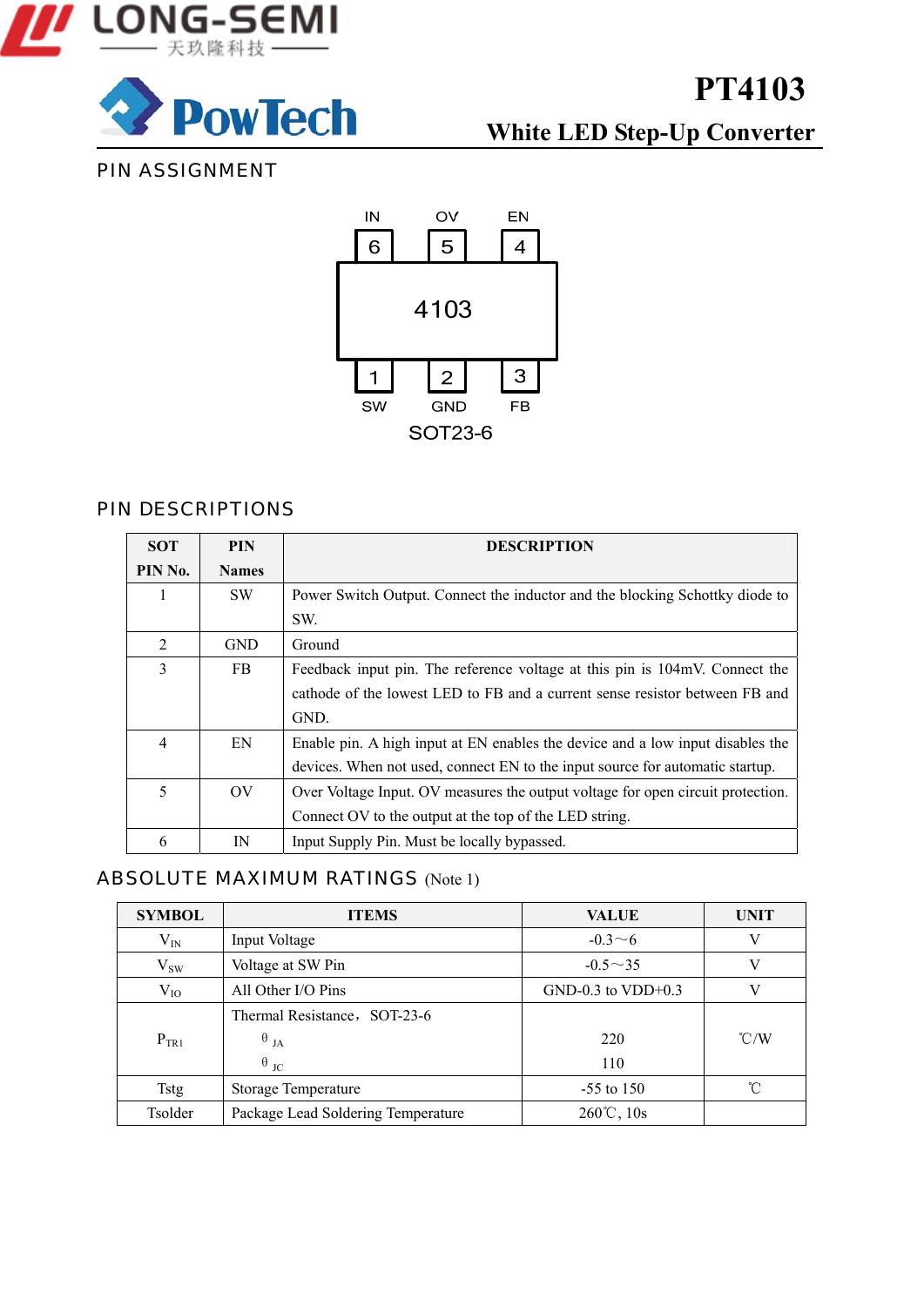## PIN ASSIGNMENT

| Pin | 6 | 5 | 4 |
|---|---|---|---|
| Name | IN | OV | EN |

4103

| Pin | 1 | 2 | 3 |
|---|---|---|---|
| Name | SW | GND | FB |

SOT23-6

## PIN DESCRIPTIONS

| SOT PIN No. | PIN Names | DESCRIPTION |
|---|---|---|
| 1 | SW | Power Switch Output. Connect the inductor and the blocking Schottky diode to SW. |
| 2 | GND | Ground |
| 3 | FB | Feedback input pin. The reference voltage at this pin is 104mV. Connect the cathode of the lowest LED to FB and a current sense resistor between FB and GND. |
| 4 | EN | Enable pin. A high input at EN enables the device and a low input disables the devices. When not used, connect EN to the input source for automatic startup. |
| 5 | OV | Over Voltage Input. OV measures the output voltage for open circuit protection. Connect OV to the output at the top of the LED string. |
| 6 | IN | Input Supply Pin. Must be locally bypassed. |

## ABSOLUTE MAXIMUM RATINGS (Note 1)

| SYMBOL | ITEMS | VALUE | UNIT |
|---|---|---|---|
| $V_{IN}$ | Input Voltage | -0.3～6 | V |
| $V_{SW}$ | Voltage at SW Pin | -0.5～35 | V |
| $V_{IO}$ | All Other I/O Pins | GND-0.3 to VDD+0.3 | V |
| $P_{TR1}$ | Thermal Resistance，SOT-23-6<br>$\theta_{JA}$<br>$\theta_{JC}$ | <br>220<br>110 | ℃/W |
| Tstg | Storage Temperature | -55 to 150 | ℃ |
| Tsolder | Package Lead Soldering Temperature | 260℃, 10s | |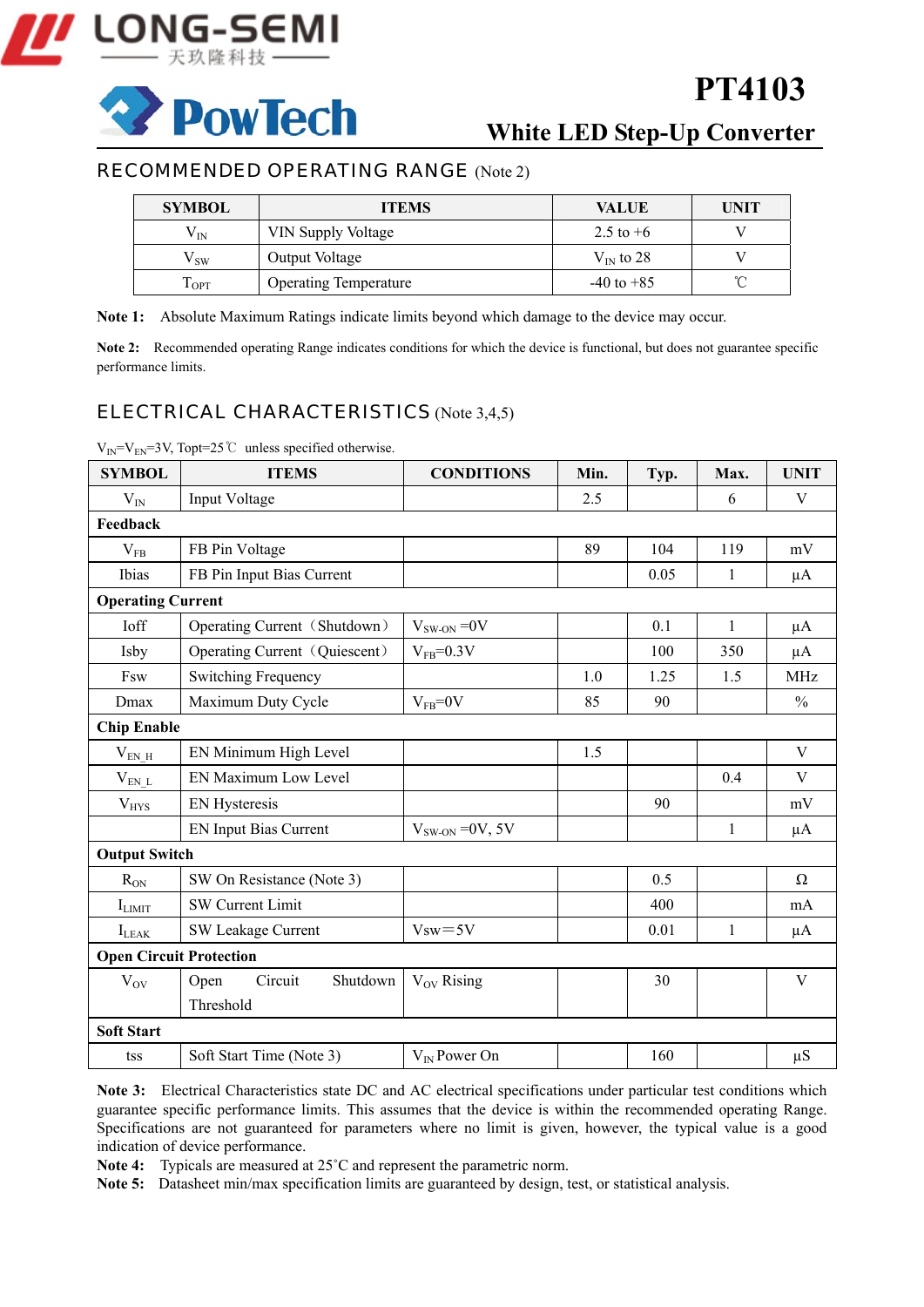## RECOMMENDED OPERATING RANGE (Note 2)

| SYMBOL | ITEMS | VALUE | UNIT |
|---|---|---|---|
| $V_{IN}$ | VIN Supply Voltage | 2.5 to +6 | V |
| $V_{SW}$ | Output Voltage | $V_{IN}$ to 28 | V |
| $T_{OPT}$ | Operating Temperature | -40 to +85 | ℃ |

**Note 1:** Absolute Maximum Ratings indicate limits beyond which damage to the device may occur.

**Note 2:** Recommended operating Range indicates conditions for which the device is functional, but does not guarantee specific performance limits.

## ELECTRICAL CHARACTERISTICS (Note 3,4,5)

$V_{IN}$=$V_{EN}$=3V, Topt=25℃ unless specified otherwise.

| SYMBOL | ITEMS | CONDITIONS | Min. | Typ. | Max. | UNIT |
|---|---|---|---|---|---|---|
| $V_{IN}$ | Input Voltage | | 2.5 | | 6 | V |
| **Feedback** | | | | | | |
| $V_{FB}$ | FB Pin Voltage | | 89 | 104 | 119 | mV |
| Ibias | FB Pin Input Bias Current | | | 0.05 | 1 | µA |
| **Operating Current** | | | | | | |
| Ioff | Operating Current（Shutdown） | $V_{SW-ON}$ =0V | | 0.1 | 1 | µA |
| Isby | Operating Current（Quiescent） | $V_{FB}$=0.3V | | 100 | 350 | µA |
| Fsw | Switching Frequency | | 1.0 | 1.25 | 1.5 | MHz |
| Dmax | Maximum Duty Cycle | $V_{FB}$=0V | 85 | 90 | | % |
| **Chip Enable** | | | | | | |
| $V_{EN\_H}$ | EN Minimum High Level | | 1.5 | | | V |
| $V_{EN\_L}$ | EN Maximum Low Level | | | | 0.4 | V |
| $V_{HYS}$ | EN Hysteresis | | | 90 | | mV |
| | EN Input Bias Current | $V_{SW-ON}$ =0V, 5V | | | 1 | µA |
| **Output Switch** | | | | | | |
| $R_{ON}$ | SW On Resistance (Note 3) | | | 0.5 | | Ω |
| $I_{LIMIT}$ | SW Current Limit | | | 400 | | mA |
| $I_{LEAK}$ | SW Leakage Current | Vsw＝5V | | 0.01 | 1 | µA |
| **Open Circuit Protection** | | | | | | |
| $V_{OV}$ | Open Circuit Shutdown Threshold | $V_{OV}$ Rising | | 30 | | V |
| **Soft Start** | | | | | | |
| tss | Soft Start Time (Note 3) | $V_{IN}$ Power On | | 160 | | µS |

**Note 3:** Electrical Characteristics state DC and AC electrical specifications under particular test conditions which guarantee specific performance limits. This assumes that the device is within the recommended operating Range. Specifications are not guaranteed for parameters where no limit is given, however, the typical value is a good indication of device performance.

**Note 4:** Typicals are measured at 25˚C and represent the parametric norm.

**Note 5:** Datasheet min/max specification limits are guaranteed by design, test, or statistical analysis.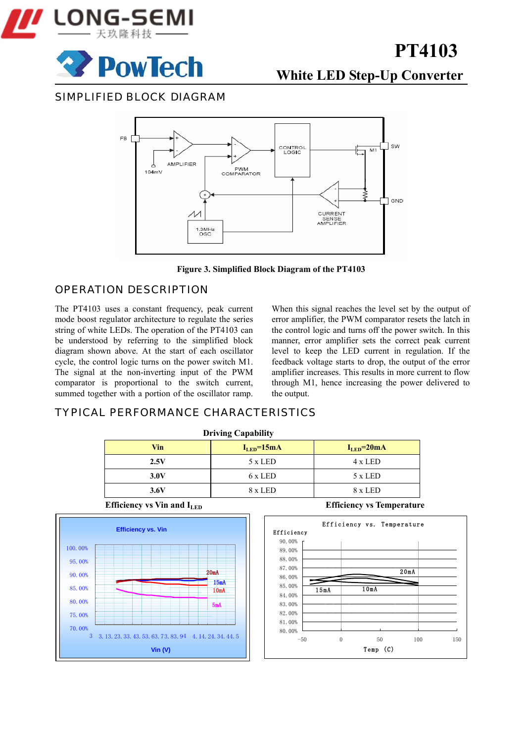## SIMPLIFIED BLOCK DIAGRAM

**Figure 3. Simplified Block Diagram of the PT4103**

## OPERATION DESCRIPTION

The PT4103 uses a constant frequency, peak current mode boost regulator architecture to regulate the series string of white LEDs. The operation of the PT4103 can be understood by referring to the simplified block diagram shown above. At the start of each oscillator cycle, the control logic turns on the power switch M1. The signal at the non-inverting input of the PWM comparator is proportional to the switch current, summed together with a portion of the oscillator ramp. When this signal reaches the level set by the output of error amplifier, the PWM comparator resets the latch in the control logic and turns off the power switch. In this manner, error amplifier sets the correct peak current level to keep the LED current in regulation. If the feedback voltage starts to drop, the output of the error amplifier increases. This results in more current to flow through M1, hence increasing the power delivered to the output.

## TYPICAL PERFORMANCE CHARACTERISTICS

**Driving Capability**

| Vin | $I_{LED}$=15mA | $I_{LED}$=20mA |
|---|---|---|
| 2.5V | 5 x LED | 4 x LED |
| 3.0V | 6 x LED | 5 x LED |
| 3.6V | 8 x LED | 8 x LED |

**Efficiency vs Vin and $I_{LED}$**

**Efficiency vs Temperature**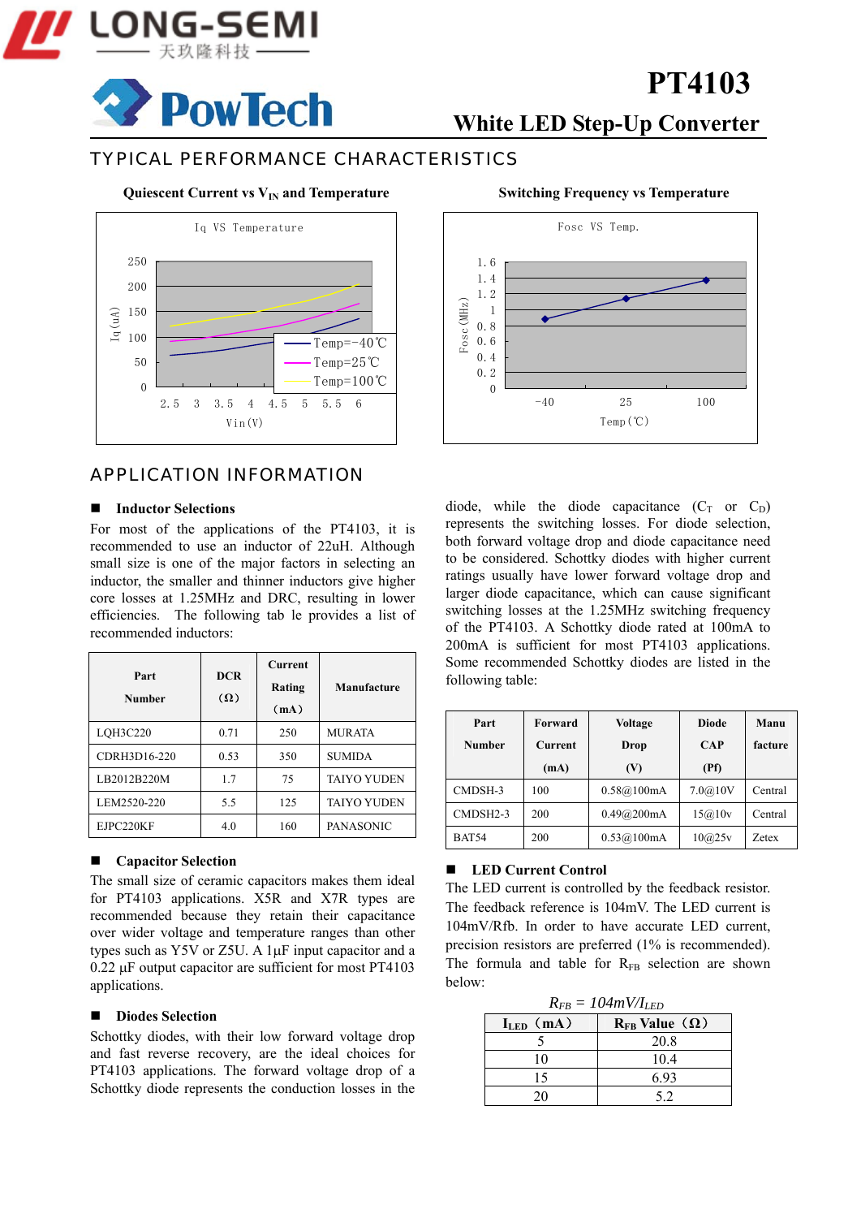# PT4103

## White LED Step-Up Converter

## TYPICAL PERFORMANCE CHARACTERISTICS

**Quiescent Current vs $V_{IN}$ and Temperature**

**Switching Frequency vs Temperature**

## APPLICATION INFORMATION

### Inductor Selections

For most of the applications of the PT4103, it is recommended to use an inductor of 22uH. Although small size is one of the major factors in selecting an inductor, the smaller and thinner inductors give higher core losses at 1.25MHz and DRC, resulting in lower efficiencies. The following tab le provides a list of recommended inductors:

| Part Number | DCR (Ω) | Current Rating (mA) | Manufacture |
|---|---|---|---|
| LQH3C220 | 0.71 | 250 | MURATA |
| CDRH3D16-220 | 0.53 | 350 | SUMIDA |
| LB2012B220M | 1.7 | 75 | TAIYO YUDEN |
| LEM2520-220 | 5.5 | 125 | TAIYO YUDEN |
| EJPC220KF | 4.0 | 160 | PANASONIC |

### Capacitor Selection

The small size of ceramic capacitors makes them ideal for PT4103 applications. X5R and X7R types are recommended because they retain their capacitance over wider voltage and temperature ranges than other types such as Y5V or Z5U. A 1µF input capacitor and a 0.22 µF output capacitor are sufficient for most PT4103 applications.

### Diodes Selection

Schottky diodes, with their low forward voltage drop and fast reverse recovery, are the ideal choices for PT4103 applications. The forward voltage drop of a Schottky diode represents the conduction losses in the diode, while the diode capacitance ($C_T$ or $C_D$) represents the switching losses. For diode selection, both forward voltage drop and diode capacitance need to be considered. Schottky diodes with higher current ratings usually have lower forward voltage drop and larger diode capacitance, which can cause significant switching losses at the 1.25MHz switching frequency of the PT4103. A Schottky diode rated at 100mA to 200mA is sufficient for most PT4103 applications. Some recommended Schottky diodes are listed in the following table:

| Part Number | Forward Current (mA) | Voltage Drop (V) | Diode CAP (Pf) | Manufacture |
|---|---|---|---|---|
| CMDSH-3 | 100 | 0.58@100mA | 7.0@10V | Central |
| CMDSH2-3 | 200 | 0.49@200mA | 15@10v | Central |
| BAT54 | 200 | 0.53@100mA | 10@25v | Zetex |

### LED Current Control

The LED current is controlled by the feedback resistor. The feedback reference is 104mV. The LED current is 104mV/Rfb. In order to have accurate LED current, precision resistors are preferred (1% is recommended). The formula and table for $R_{FB}$ selection are shown below:

$$R_{FB} = 104mV/I_{LED}$$

| $I_{LED}$ (mA) | $R_{FB}$ Value (Ω) |
|---|---|
| 5 | 20.8 |
| 10 | 10.4 |
| 15 | 6.93 |
| 20 | 5.2 |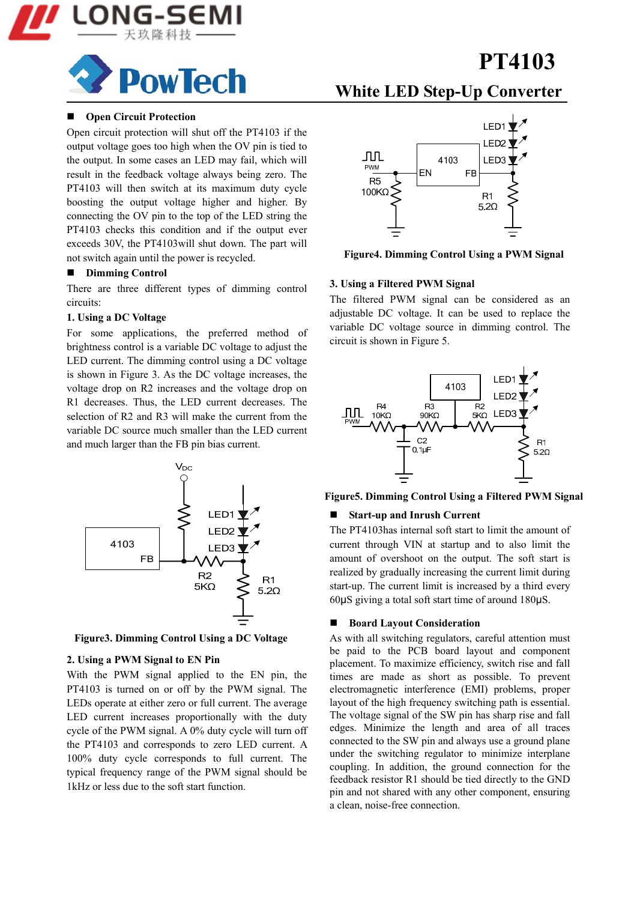# PT4103

## White LED Step-Up Converter

### ■ Open Circuit Protection

Open circuit protection will shut off the PT4103 if the output voltage goes too high when the OV pin is tied to the output. In some cases an LED may fail, which will result in the feedback voltage always being zero. The PT4103 will then switch at its maximum duty cycle boosting the output voltage higher and higher. By connecting the OV pin to the top of the LED string the PT4103 checks this condition and if the output ever exceeds 30V, the PT4103will shut down. The part will not switch again until the power is recycled.

### ■ Dimming Control

There are three different types of dimming control circuits:

**1. Using a DC Voltage**

For some applications, the preferred method of brightness control is a variable DC voltage to adjust the LED current. The dimming control using a DC voltage is shown in Figure 3. As the DC voltage increases, the voltage drop on R2 increases and the voltage drop on R1 decreases. Thus, the LED current decreases. The selection of R2 and R3 will make the current from the variable DC source much smaller than the LED current and much larger than the FB pin bias current.

**Figure3. Dimming Control Using a DC Voltage**

**2. Using a PWM Signal to EN Pin**

With the PWM signal applied to the EN pin, the PT4103 is turned on or off by the PWM signal. The LEDs operate at either zero or full current. The average LED current increases proportionally with the duty cycle of the PWM signal. A 0% duty cycle will turn off the PT4103 and corresponds to zero LED current. A 100% duty cycle corresponds to full current. The typical frequency range of the PWM signal should be 1kHz or less due to the soft start function.

**Figure4. Dimming Control Using a PWM Signal**

**3. Using a Filtered PWM Signal**

The filtered PWM signal can be considered as an adjustable DC voltage. It can be used to replace the variable DC voltage source in dimming control. The circuit is shown in Figure 5.

**Figure5. Dimming Control Using a Filtered PWM Signal**

### ■ Start-up and Inrush Current

The PT4103has internal soft start to limit the amount of current through VIN at startup and to also limit the amount of overshoot on the output. The soft start is realized by gradually increasing the current limit during start-up. The current limit is increased by a third every 60μS giving a total soft start time of around 180μS.

### ■ Board Layout Consideration

As with all switching regulators, careful attention must be paid to the PCB board layout and component placement. To maximize efficiency, switch rise and fall times are made as short as possible. To prevent electromagnetic interference (EMI) problems, proper layout of the high frequency switching path is essential. The voltage signal of the SW pin has sharp rise and fall edges. Minimize the length and area of all traces connected to the SW pin and always use a ground plane under the switching regulator to minimize interplane coupling. In addition, the ground connection for the feedback resistor R1 should be tied directly to the GND pin and not shared with any other component, ensuring a clean, noise-free connection.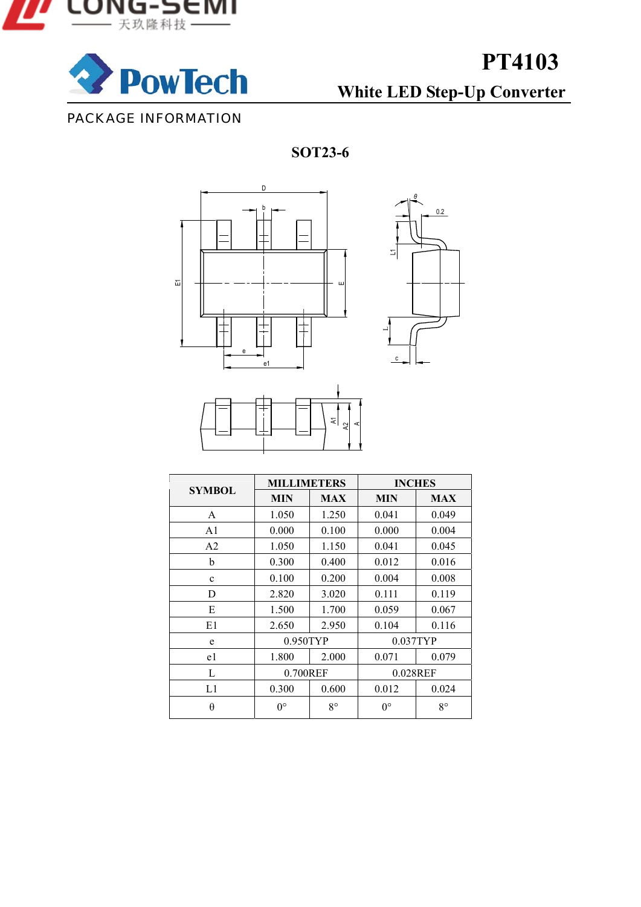## PACKAGE INFORMATION

### SOT23-6

D
b
θ
0.2
L1
E1
E
L
e
e1
c
A1
A2
A

| SYMBOL | MILLIMETERS | | INCHES | |
|---|---|---|---|---|
| | MIN | MAX | MIN | MAX |
| A | 1.050 | 1.250 | 0.041 | 0.049 |
| A1 | 0.000 | 0.100 | 0.000 | 0.004 |
| A2 | 1.050 | 1.150 | 0.041 | 0.045 |
| b | 0.300 | 0.400 | 0.012 | 0.016 |
| c | 0.100 | 0.200 | 0.004 | 0.008 |
| D | 2.820 | 3.020 | 0.111 | 0.119 |
| E | 1.500 | 1.700 | 0.059 | 0.067 |
| E1 | 2.650 | 2.950 | 0.104 | 0.116 |
| e | 0.950TYP | | 0.037TYP | |
| e1 | 1.800 | 2.000 | 0.071 | 0.079 |
| L | 0.700REF | | 0.028REF | |
| L1 | 0.300 | 0.600 | 0.012 | 0.024 |
| θ | 0° | 8° | 0° | 8° |